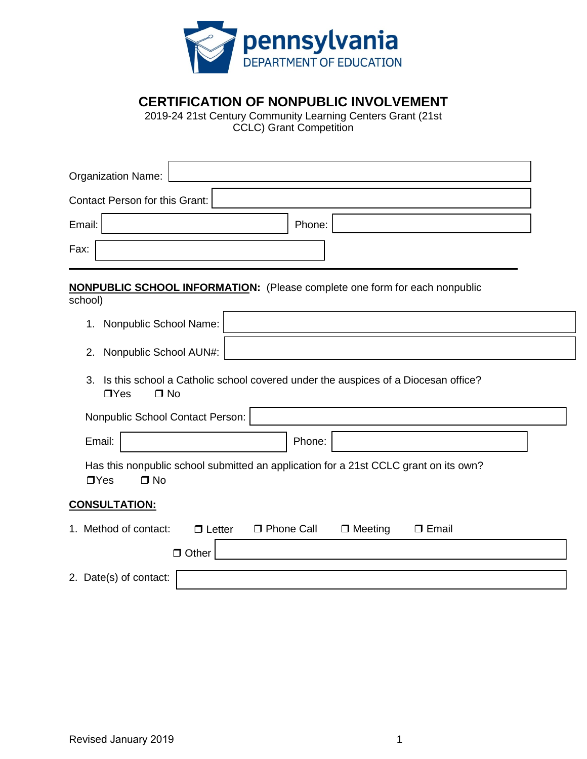# CERTIFICATION OF NONPUBLIC INVOLVEMENT

2019-24 21st Century Community Learning Centers Grant (21st CCLC) Grant Competition

Organization Name: 

Contact Person for this Grant: 

Email:  Phone: 

Fax: 

---

**NONPUBLIC SCHOOL INFORMATION:** (Please complete one form for each nonpublic school)

1. Nonpublic School Name: 
2. Nonpublic School AUN#: 
3. Is this school a Catholic school covered under the auspices of a Diocesan office?
   ❒Yes ❒ No

Nonpublic School Contact Person: 

Email:  Phone: 

Has this nonpublic school submitted an application for a 21st CCLC grant on its own?
❒Yes ❒ No

**CONSULTATION:**

1. Method of contact: ❒ Letter ❒ Phone Call ❒ Meeting ❒ Email
   ❒ Other 
2. Date(s) of contact: 

Revised January 2019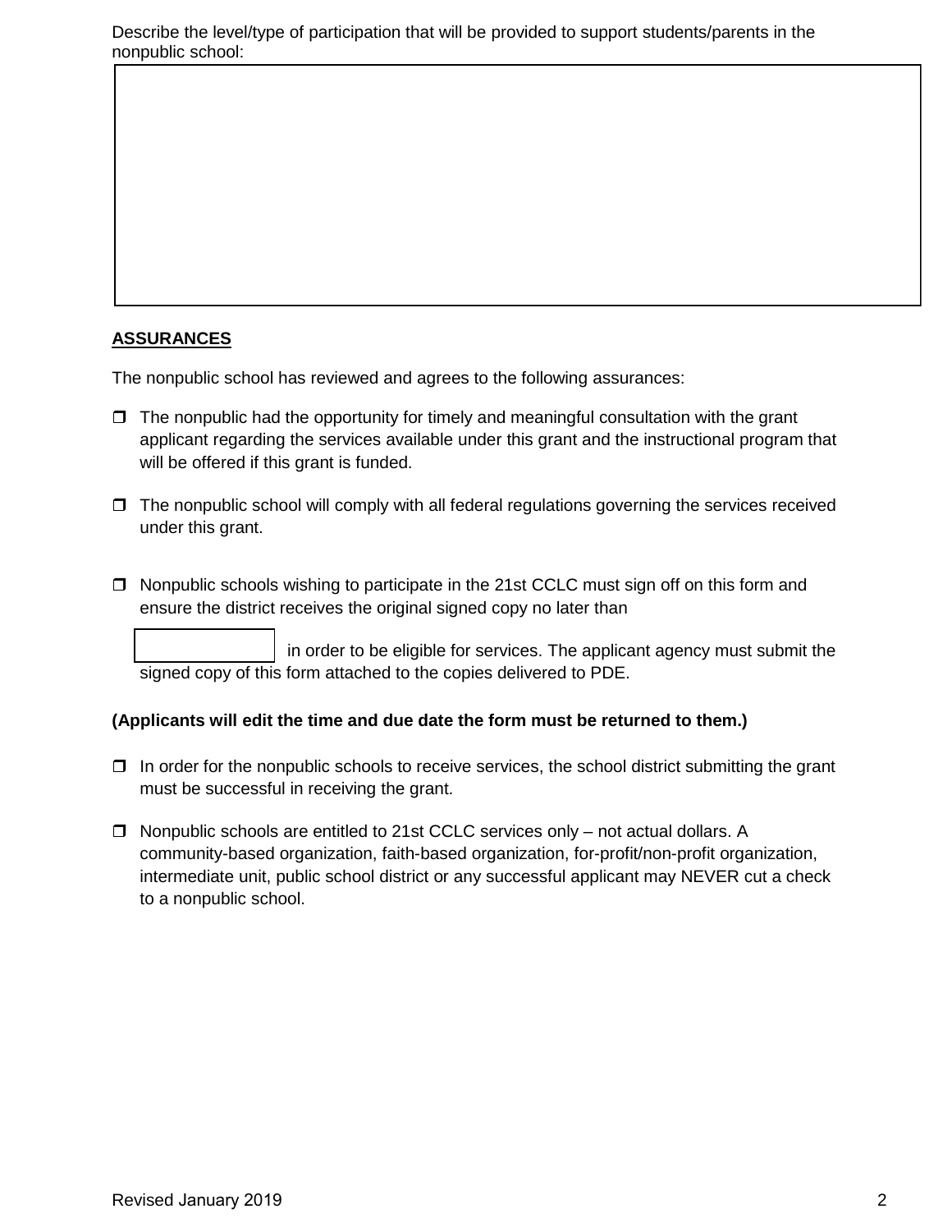Describe the level/type of participation that will be provided to support students/parents in the nonpublic school:

**ASSURANCES**

The nonpublic school has reviewed and agrees to the following assurances:

- ☐ The nonpublic had the opportunity for timely and meaningful consultation with the grant applicant regarding the services available under this grant and the instructional program that will be offered if this grant is funded.

- ☐ The nonpublic school will comply with all federal regulations governing the services received under this grant.

- ☐ Nonpublic schools wishing to participate in the 21st CCLC must sign off on this form and ensure the district receives the original signed copy no later than ________ in order to be eligible for services. The applicant agency must submit the signed copy of this form attached to the copies delivered to PDE.

**(Applicants will edit the time and due date the form must be returned to them.)**

- ☐ In order for the nonpublic schools to receive services, the school district submitting the grant must be successful in receiving the grant.

- ☐ Nonpublic schools are entitled to 21st CCLC services only – not actual dollars. A community-based organization, faith-based organization, for-profit/non-profit organization, intermediate unit, public school district or any successful applicant may NEVER cut a check to a nonpublic school.

Revised January 2019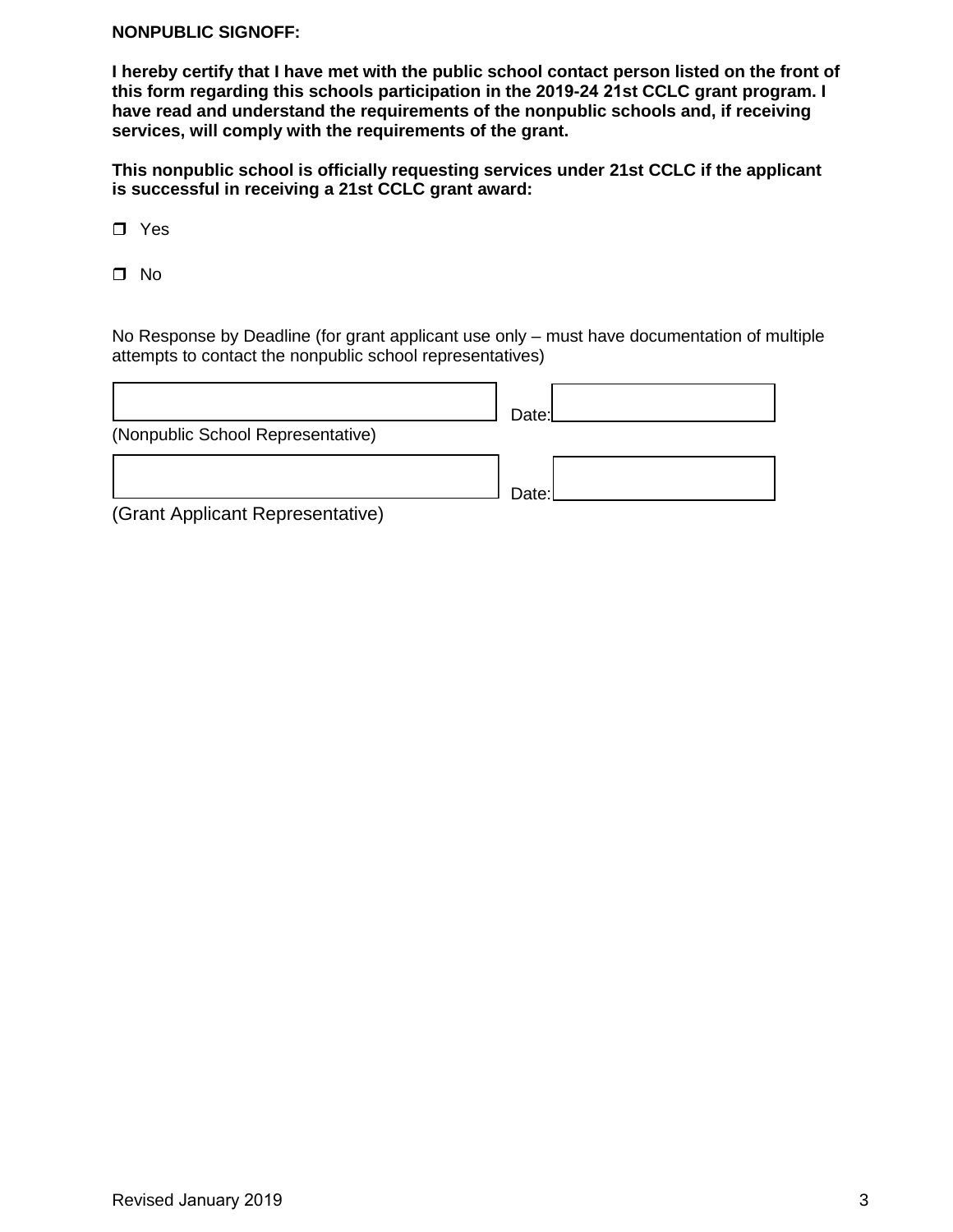**NONPUBLIC SIGNOFF:**

**I hereby certify that I have met with the public school contact person listed on the front of this form regarding this schools participation in the 2019-24 21st CCLC grant program. I have read and understand the requirements of the nonpublic schools and, if receiving services, will comply with the requirements of the grant.**

**This nonpublic school is officially requesting services under 21st CCLC if the applicant is successful in receiving a 21st CCLC grant award:**

❐ Yes

❐ No

No Response by Deadline (for grant applicant use only – must have documentation of multiple attempts to contact the nonpublic school representatives)

\_\_\_\_\_\_\_\_\_\_\_\_\_\_\_\_\_\_\_\_\_\_\_\_\_\_\_\_\_\_ Date: \_\_\_\_\_\_\_\_\_\_\_\_\_\_\_\_\_\_

(Nonpublic School Representative)

\_\_\_\_\_\_\_\_\_\_\_\_\_\_\_\_\_\_\_\_\_\_\_\_\_\_\_\_\_\_ Date: \_\_\_\_\_\_\_\_\_\_\_\_\_\_\_\_\_\_

(Grant Applicant Representative)

Revised January 2019